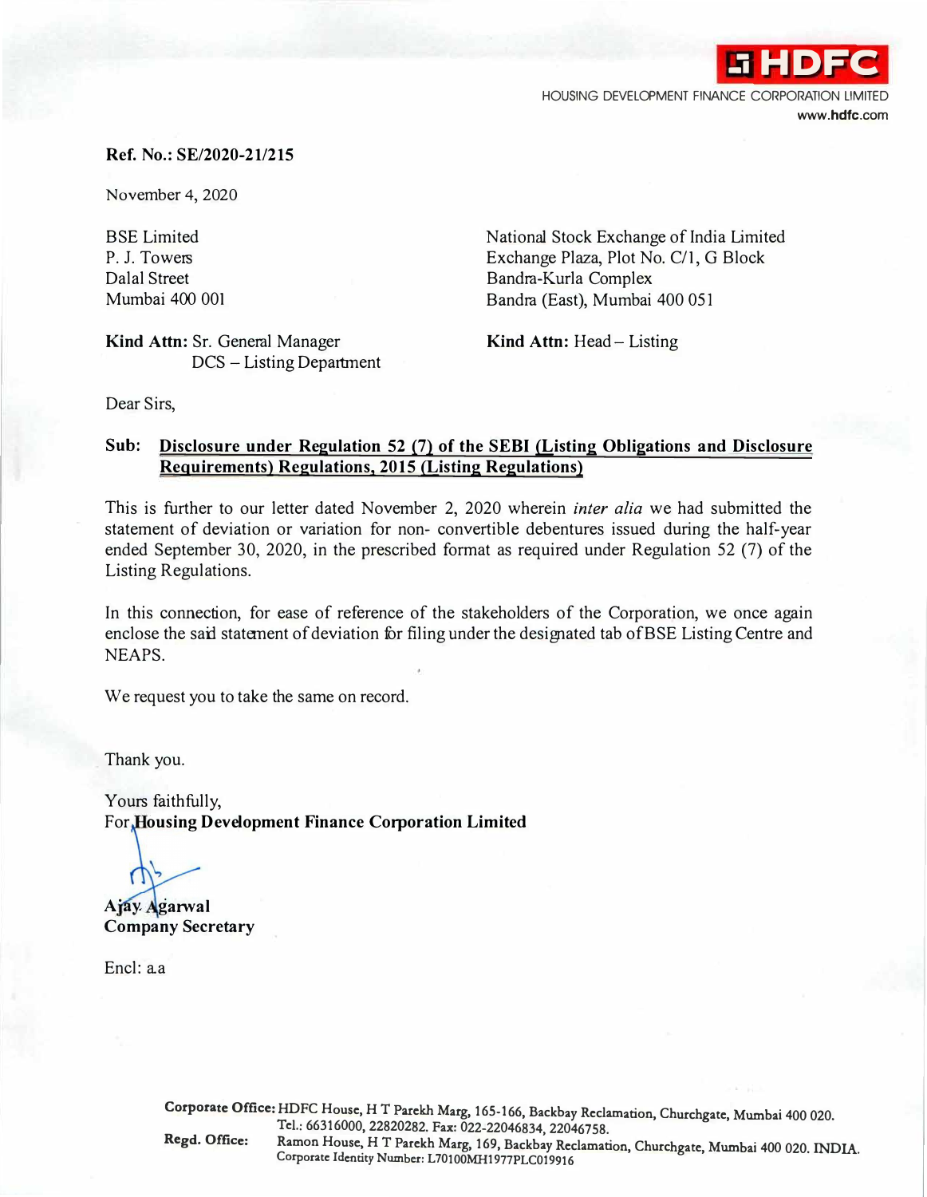HDFC

HOUSING DEVELOPMENT FINANCE CORPORATION LIMITED
www.hdfc.com

**Ref. No.: SE/2020-21/215**

November 4, 2020

BSE Limited
P. J. Towers
Dalal Street
Mumbai 400 001

**Kind Attn:** Sr. General Manager
DCS – Listing Department

National Stock Exchange of India Limited
Exchange Plaza, Plot No. C/1, G Block
Bandra-Kurla Complex
Bandra (East), Mumbai 400 051

**Kind Attn:** Head – Listing

Dear Sirs,

**Sub: Disclosure under Regulation 52 (7) of the SEBI (Listing Obligations and Disclosure Requirements) Regulations, 2015 (Listing Regulations)**

This is further to our letter dated November 2, 2020 wherein *inter alia* we had submitted the statement of deviation or variation for non- convertible debentures issued during the half-year ended September 30, 2020, in the prescribed format as required under Regulation 52 (7) of the Listing Regulations.

In this connection, for ease of reference of the stakeholders of the Corporation, we once again enclose the said statement of deviation for filing under the designated tab of BSE Listing Centre and NEAPS.

We request you to take the same on record.

Thank you.

Yours faithfully,
For **Housing Development Finance Corporation Limited**

**Ajay Agarwal**
**Company Secretary**

Encl: a.a

**Corporate Office:** HDFC House, H T Parekh Marg, 165-166, Backbay Reclamation, Churchgate, Mumbai 400 020. Tel.: 66316000, 22820282. Fax: 022-22046834, 22046758.
**Regd. Office:** Ramon House, H T Parekh Marg, 169, Backbay Reclamation, Churchgate, Mumbai 400 020. INDIA. Corporate Identity Number: L70100MH1977PLC019916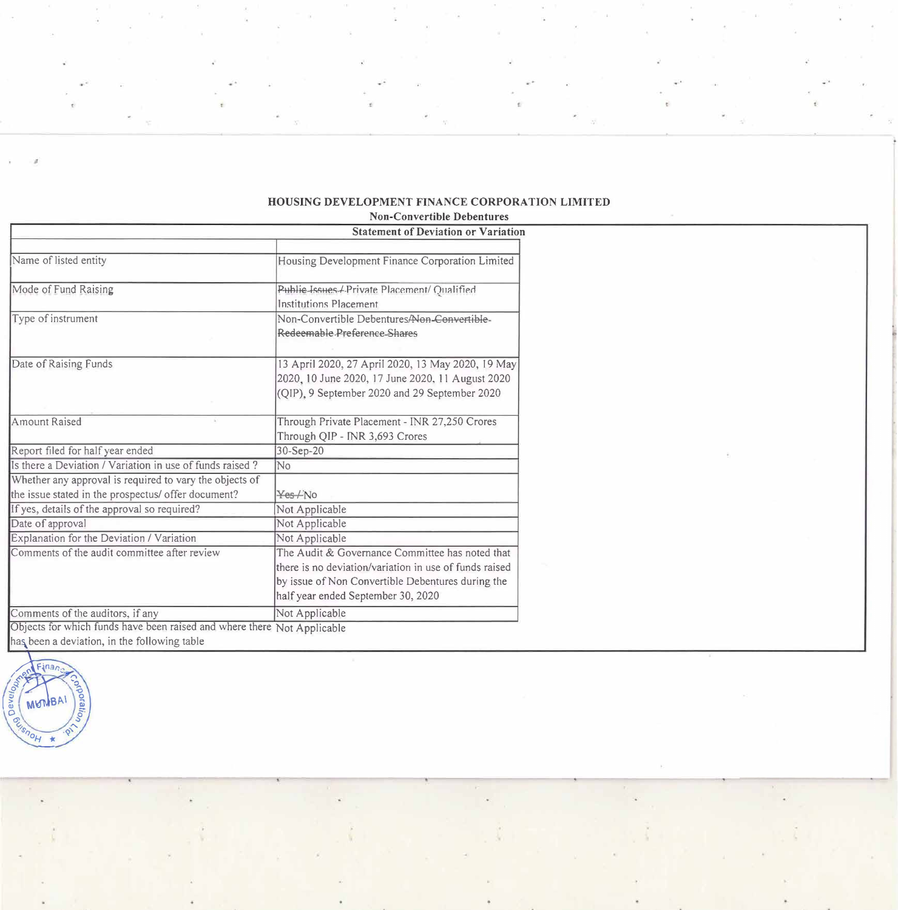**HOUSING DEVELOPMENT FINANCE CORPORATION LIMITED**

**Non-Convertible Debentures**

**Statement of Deviation or Variation**

| | |
|---|---|
| Name of listed entity | Housing Development Finance Corporation Limited |
| Mode of Fund Raising | ~~Public Issues /~~ Private Placement/ Qualified Institutions Placement |
| Type of instrument | Non-Convertible Debentures/~~Non-Convertible-Redeemable Preference Shares~~ |
| Date of Raising Funds | 13 April 2020, 27 April 2020, 13 May 2020, 19 May 2020, 10 June 2020, 17 June 2020, 11 August 2020 (QIP), 9 September 2020 and 29 September 2020 |
| Amount Raised | Through Private Placement - INR 27,250 Crores<br>Through QIP - INR 3,693 Crores |
| Report filed for half year ended | 30-Sep-20 |
| Is there a Deviation / Variation in use of funds raised ? | No |
| Whether any approval is required to vary the objects of the issue stated in the prospectus/ offer document? | ~~Yes /~~ No |
| If yes, details of the approval so required? | Not Applicable |
| Date of approval | Not Applicable |
| Explanation for the Deviation / Variation | Not Applicable |
| Comments of the audit committee after review | The Audit & Governance Committee has noted that there is no deviation/variation in use of funds raised by issue of Non Convertible Debentures during the half year ended September 30, 2020 |
| Comments of the auditors, if any | Not Applicable |
| Objects for which funds have been raised and where there has been a deviation, in the following table | Not Applicable |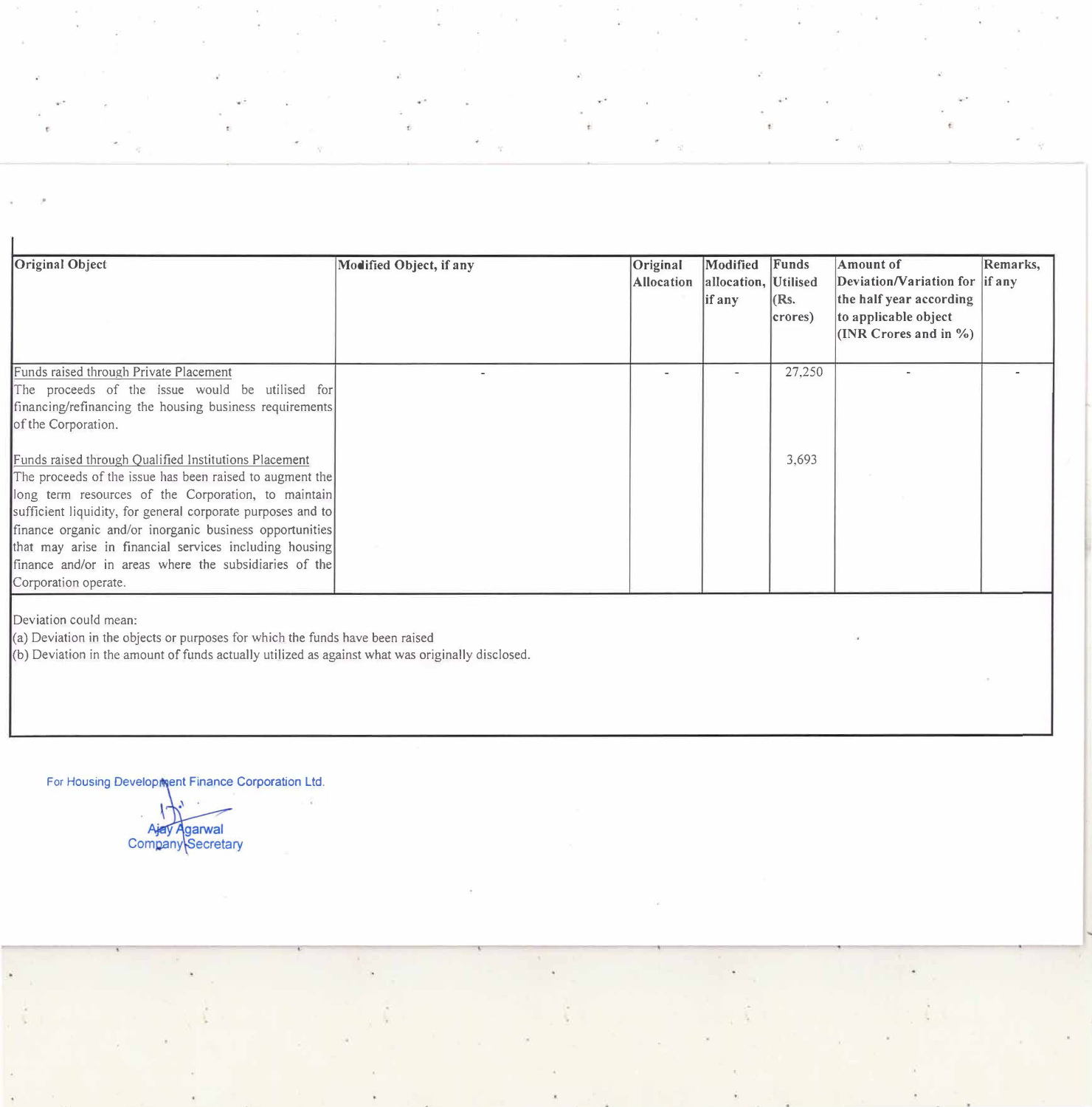| Original Object | Modified Object, if any | Original Allocation | Modified allocation, if any | Funds Utilised (Rs. crores) | Amount of Deviation/Variation for the half year according to applicable object (INR Crores and in %) | Remarks, if any |
|---|---|---|---|---|---|---|
| Funds raised through Private Placement<br>The proceeds of the issue would be utilised for financing/refinancing the housing business requirements of the Corporation. | - | - | - | 27,250 | - | - |
| Funds raised through Qualified Institutions Placement<br>The proceeds of the issue has been raised to augment the long term resources of the Corporation, to maintain sufficient liquidity, for general corporate purposes and to finance organic and/or inorganic business opportunities that may arise in financial services including housing finance and/or in areas where the subsidiaries of the Corporation operate. | | | | 3,693 | | |

Deviation could mean:

(a) Deviation in the objects or purposes for which the funds have been raised

(b) Deviation in the amount of funds actually utilized as against what was originally disclosed.

For Housing Development Finance Corporation Ltd.

Ajay Agarwal
Company Secretary